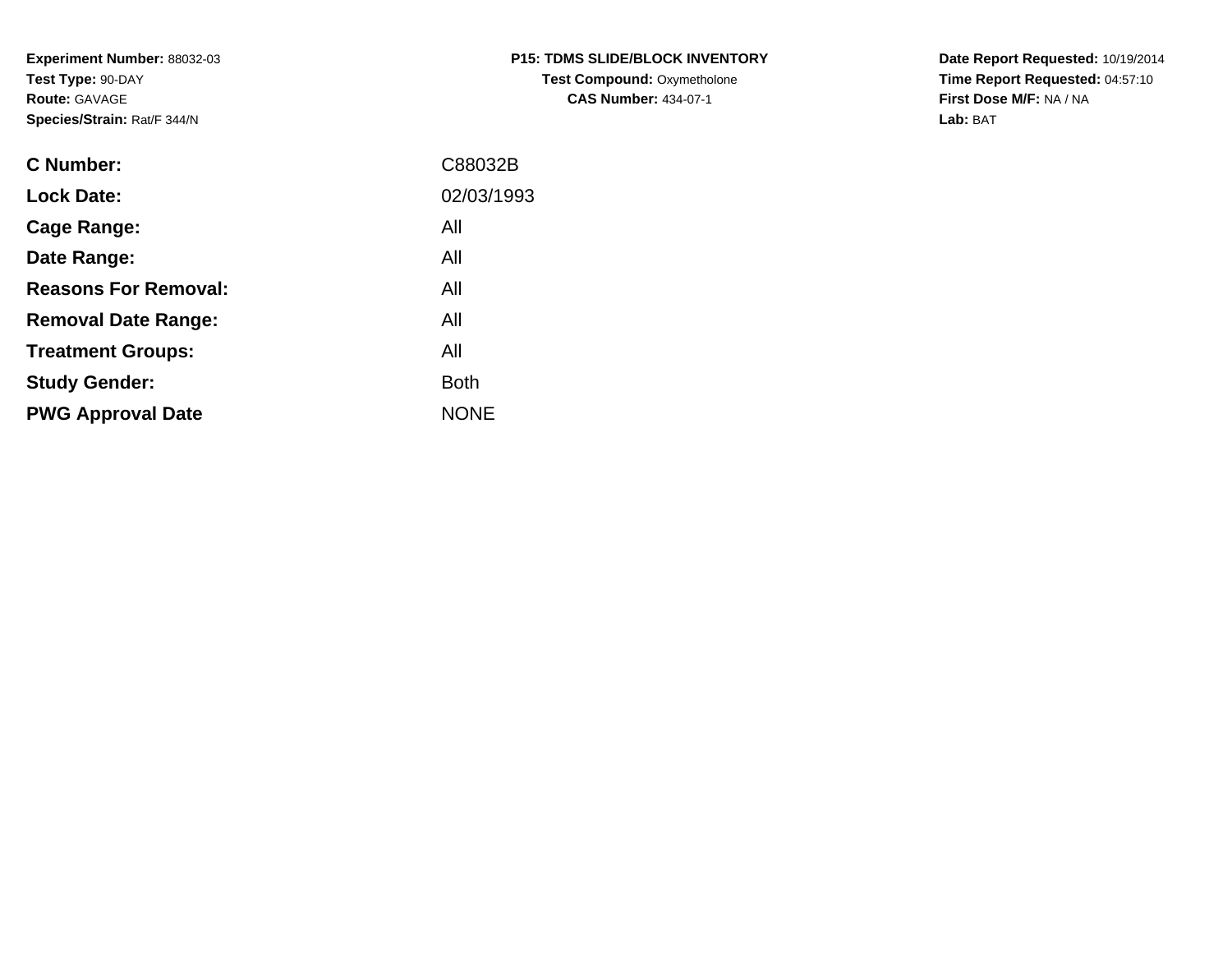**Experiment Number:** 88032-03
**Test Type:** 90-DAY
**Route:** GAVAGE
**Species/Strain:** Rat/F 344/N

**P15: TDMS SLIDE/BLOCK INVENTORY**
**Test Compound:** Oxymetholone
**CAS Number:** 434-07-1

**Date Report Requested:** 10/19/2014
**Time Report Requested:** 04:57:10
**First Dose M/F:** NA / NA
**Lab:** BAT

| | |
|---|---|
| **C Number:** | C88032B |
| **Lock Date:** | 02/03/1993 |
| **Cage Range:** | All |
| **Date Range:** | All |
| **Reasons For Removal:** | All |
| **Removal Date Range:** | All |
| **Treatment Groups:** | All |
| **Study Gender:** | Both |
| **PWG Approval Date** | NONE |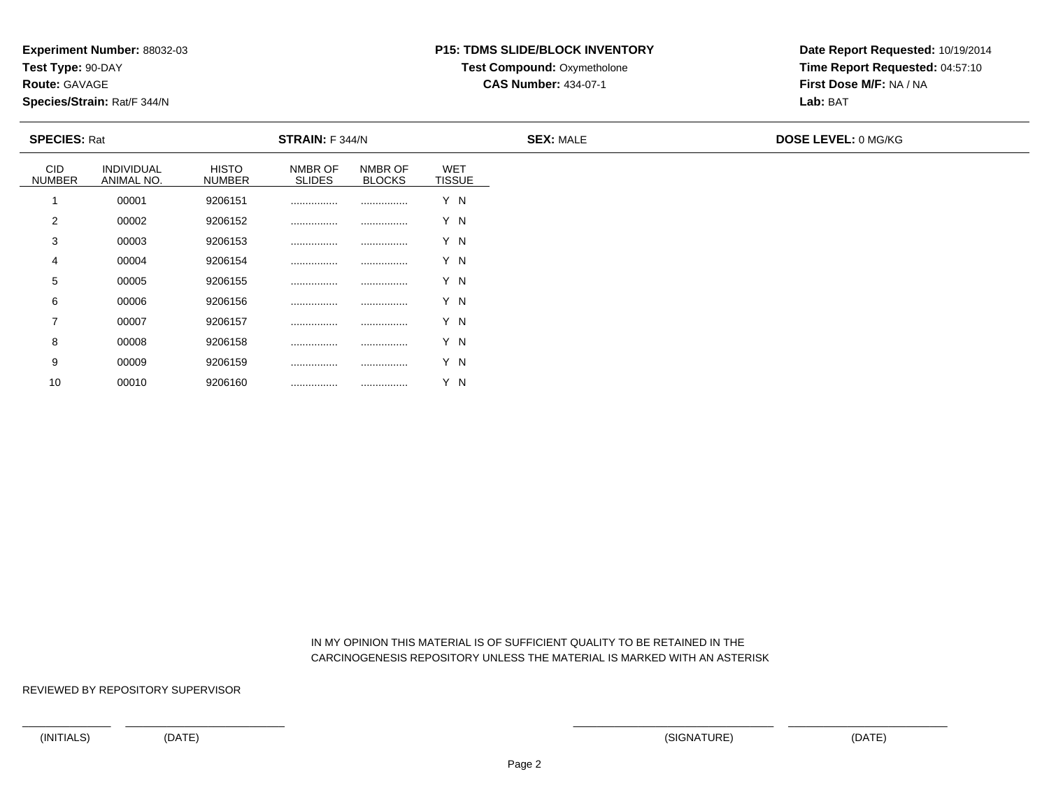**Experiment Number:** 88032-03
**Test Type:** 90-DAY
**Route:** GAVAGE
**Species/Strain:** Rat/F 344/N

**P15: TDMS SLIDE/BLOCK INVENTORY**
**Test Compound:** Oxymetholone
**CAS Number:** 434-07-1

**Date Report Requested:** 10/19/2014
**Time Report Requested:** 04:57:10
**First Dose M/F:** NA / NA
**Lab:** BAT

**SPECIES:** Rat **STRAIN:** F 344/N **SEX:** MALE **DOSE LEVEL:** 0 MG/KG

| CID NUMBER | INDIVIDUAL ANIMAL NO. | HISTO NUMBER | NMBR OF SLIDES | NMBR OF BLOCKS | WET TISSUE |
|---|---|---|---|---|---|
| 1 | 00001 | 9206151 | ................ | ................ | Y N |
| 2 | 00002 | 9206152 | ................ | ................ | Y N |
| 3 | 00003 | 9206153 | ................ | ................ | Y N |
| 4 | 00004 | 9206154 | ................ | ................ | Y N |
| 5 | 00005 | 9206155 | ................ | ................ | Y N |
| 6 | 00006 | 9206156 | ................ | ................ | Y N |
| 7 | 00007 | 9206157 | ................ | ................ | Y N |
| 8 | 00008 | 9206158 | ................ | ................ | Y N |
| 9 | 00009 | 9206159 | ................ | ................ | Y N |
| 10 | 00010 | 9206160 | ................ | ................ | Y N |

IN MY OPINION THIS MATERIAL IS OF SUFFICIENT QUALITY TO BE RETAINED IN THE CARCINOGENESIS REPOSITORY UNLESS THE MATERIAL IS MARKED WITH AN ASTERISK

REVIEWED BY REPOSITORY SUPERVISOR

(INITIALS) (DATE) (SIGNATURE) (DATE)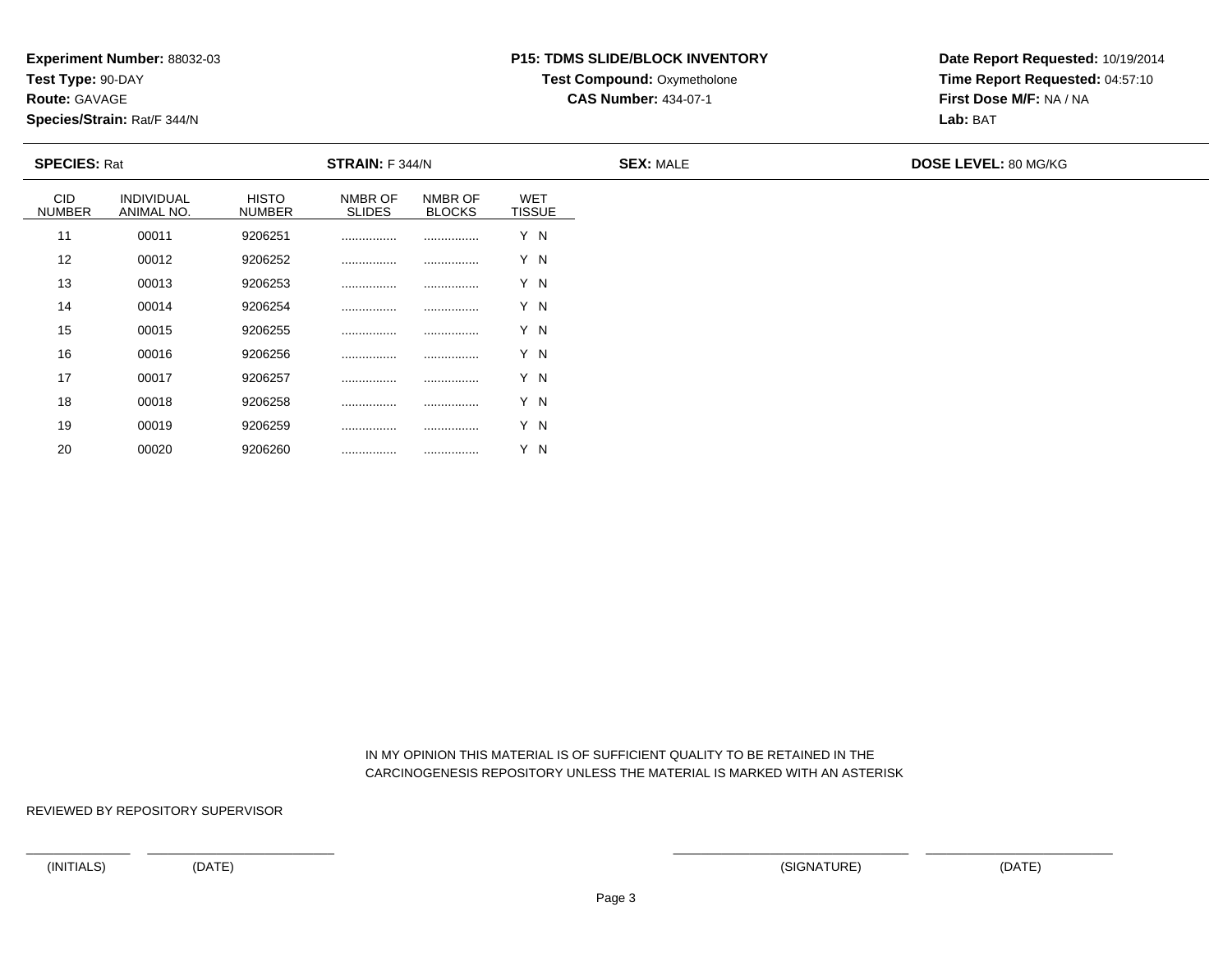**Experiment Number:** 88032-03
**Test Type:** 90-DAY
**Route:** GAVAGE
**Species/Strain:** Rat/F 344/N

**P15: TDMS SLIDE/BLOCK INVENTORY**
**Test Compound:** Oxymetholone
**CAS Number:** 434-07-1

**Date Report Requested:** 10/19/2014
**Time Report Requested:** 04:57:10
**First Dose M/F:** NA / NA
**Lab:** BAT

**SPECIES:** Rat **STRAIN:** F 344/N **SEX:** MALE **DOSE LEVEL:** 80 MG/KG

| CID NUMBER | INDIVIDUAL ANIMAL NO. | HISTO NUMBER | NMBR OF SLIDES | NMBR OF BLOCKS | WET TISSUE |
|---|---|---|---|---|---|
| 11 | 00011 | 9206251 | ................ | ................ | Y N |
| 12 | 00012 | 9206252 | ................ | ................ | Y N |
| 13 | 00013 | 9206253 | ................ | ................ | Y N |
| 14 | 00014 | 9206254 | ................ | ................ | Y N |
| 15 | 00015 | 9206255 | ................ | ................ | Y N |
| 16 | 00016 | 9206256 | ................ | ................ | Y N |
| 17 | 00017 | 9206257 | ................ | ................ | Y N |
| 18 | 00018 | 9206258 | ................ | ................ | Y N |
| 19 | 00019 | 9206259 | ................ | ................ | Y N |
| 20 | 00020 | 9206260 | ................ | ................ | Y N |

IN MY OPINION THIS MATERIAL IS OF SUFFICIENT QUALITY TO BE RETAINED IN THE CARCINOGENESIS REPOSITORY UNLESS THE MATERIAL IS MARKED WITH AN ASTERISK

REVIEWED BY REPOSITORY SUPERVISOR

(INITIALS) (DATE) (SIGNATURE) (DATE)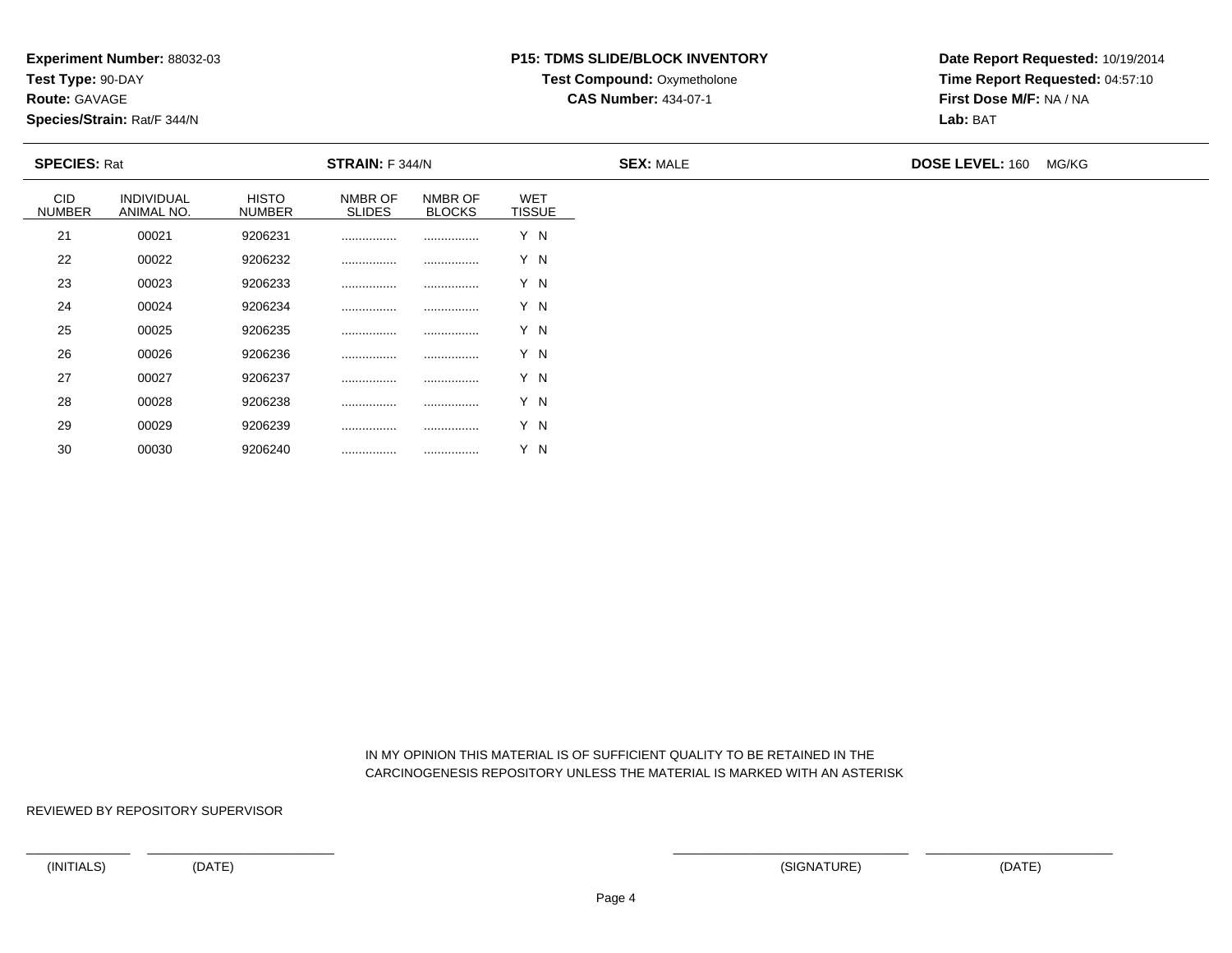**Experiment Number:** 88032-03
**Test Type:** 90-DAY
**Route:** GAVAGE
**Species/Strain:** Rat/F 344/N

**P15: TDMS SLIDE/BLOCK INVENTORY**
**Test Compound:** Oxymetholone
**CAS Number:** 434-07-1

**Date Report Requested:** 10/19/2014
**Time Report Requested:** 04:57:10
**First Dose M/F:** NA / NA
**Lab:** BAT

**SPECIES:** Rat **STRAIN:** F 344/N **SEX:** MALE **DOSE LEVEL:** 160 MG/KG

| CID NUMBER | INDIVIDUAL ANIMAL NO. | HISTO NUMBER | NMBR OF SLIDES | NMBR OF BLOCKS | WET TISSUE |
|---|---|---|---|---|---|
| 21 | 00021 | 9206231 | ................ | ................ | Y N |
| 22 | 00022 | 9206232 | ................ | ................ | Y N |
| 23 | 00023 | 9206233 | ................ | ................ | Y N |
| 24 | 00024 | 9206234 | ................ | ................ | Y N |
| 25 | 00025 | 9206235 | ................ | ................ | Y N |
| 26 | 00026 | 9206236 | ................ | ................ | Y N |
| 27 | 00027 | 9206237 | ................ | ................ | Y N |
| 28 | 00028 | 9206238 | ................ | ................ | Y N |
| 29 | 00029 | 9206239 | ................ | ................ | Y N |
| 30 | 00030 | 9206240 | ................ | ................ | Y N |

IN MY OPINION THIS MATERIAL IS OF SUFFICIENT QUALITY TO BE RETAINED IN THE CARCINOGENESIS REPOSITORY UNLESS THE MATERIAL IS MARKED WITH AN ASTERISK

REVIEWED BY REPOSITORY SUPERVISOR

(INITIALS) (DATE) (SIGNATURE) (DATE)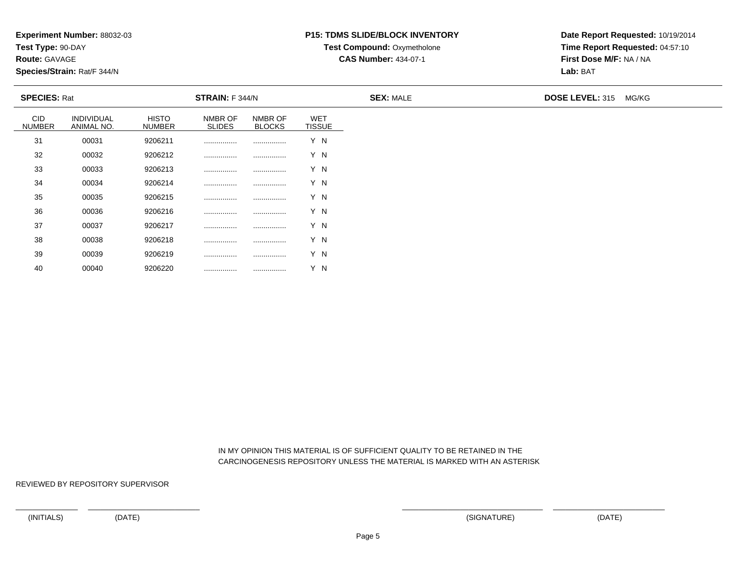**Experiment Number:** 88032-03
**Test Type:** 90-DAY
**Route:** GAVAGE
**Species/Strain:** Rat/F 344/N

**P15: TDMS SLIDE/BLOCK INVENTORY**
**Test Compound:** Oxymetholone
**CAS Number:** 434-07-1

**Date Report Requested:** 10/19/2014
**Time Report Requested:** 04:57:10
**First Dose M/F:** NA / NA
**Lab:** BAT

**SPECIES:** Rat | **STRAIN:** F 344/N | **SEX:** MALE | **DOSE LEVEL:** 315 MG/KG

| CID NUMBER | INDIVIDUAL ANIMAL NO. | HISTO NUMBER | NMBR OF SLIDES | NMBR OF BLOCKS | WET TISSUE |
|---|---|---|---|---|---|
| 31 | 00031 | 9206211 | ................ | ................ | Y N |
| 32 | 00032 | 9206212 | ................ | ................ | Y N |
| 33 | 00033 | 9206213 | ................ | ................ | Y N |
| 34 | 00034 | 9206214 | ................ | ................ | Y N |
| 35 | 00035 | 9206215 | ................ | ................ | Y N |
| 36 | 00036 | 9206216 | ................ | ................ | Y N |
| 37 | 00037 | 9206217 | ................ | ................ | Y N |
| 38 | 00038 | 9206218 | ................ | ................ | Y N |
| 39 | 00039 | 9206219 | ................ | ................ | Y N |
| 40 | 00040 | 9206220 | ................ | ................ | Y N |

IN MY OPINION THIS MATERIAL IS OF SUFFICIENT QUALITY TO BE RETAINED IN THE CARCINOGENESIS REPOSITORY UNLESS THE MATERIAL IS MARKED WITH AN ASTERISK

REVIEWED BY REPOSITORY SUPERVISOR

(INITIALS) (DATE) (SIGNATURE) (DATE)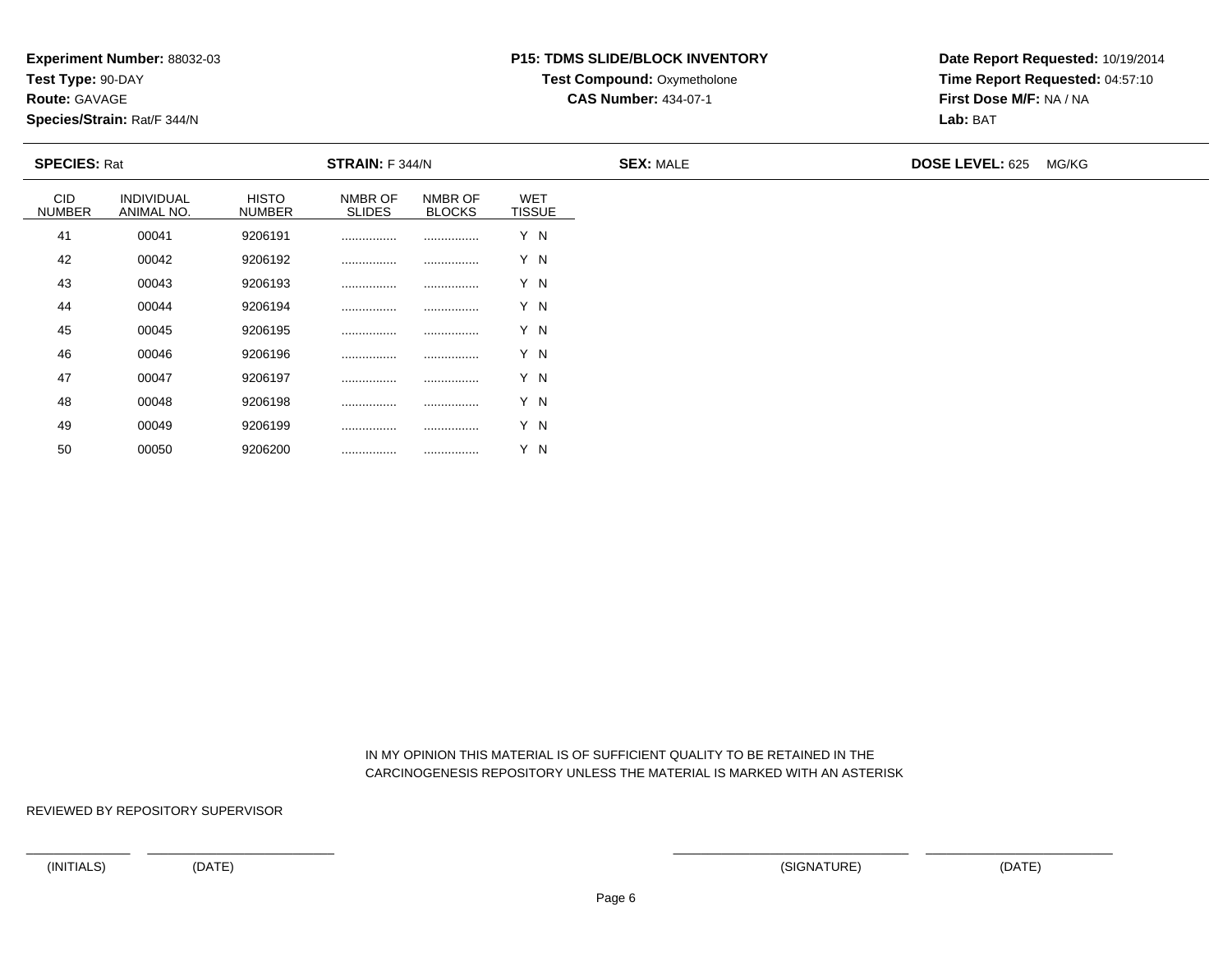**Experiment Number:** 88032-03
**Test Type:** 90-DAY
**Route:** GAVAGE
**Species/Strain:** Rat/F 344/N

**P15: TDMS SLIDE/BLOCK INVENTORY**
**Test Compound:** Oxymetholone
**CAS Number:** 434-07-1

**Date Report Requested:** 10/19/2014
**Time Report Requested:** 04:57:10
**First Dose M/F:** NA / NA
**Lab:** BAT

**SPECIES:** Rat **STRAIN:** F 344/N **SEX:** MALE **DOSE LEVEL:** 625 MG/KG

| CID NUMBER | INDIVIDUAL ANIMAL NO. | HISTO NUMBER | NMBR OF SLIDES | NMBR OF BLOCKS | WET TISSUE |
|---|---|---|---|---|---|
| 41 | 00041 | 9206191 | ................ | ................ | Y N |
| 42 | 00042 | 9206192 | ................ | ................ | Y N |
| 43 | 00043 | 9206193 | ................ | ................ | Y N |
| 44 | 00044 | 9206194 | ................ | ................ | Y N |
| 45 | 00045 | 9206195 | ................ | ................ | Y N |
| 46 | 00046 | 9206196 | ................ | ................ | Y N |
| 47 | 00047 | 9206197 | ................ | ................ | Y N |
| 48 | 00048 | 9206198 | ................ | ................ | Y N |
| 49 | 00049 | 9206199 | ................ | ................ | Y N |
| 50 | 00050 | 9206200 | ................ | ................ | Y N |

IN MY OPINION THIS MATERIAL IS OF SUFFICIENT QUALITY TO BE RETAINED IN THE CARCINOGENESIS REPOSITORY UNLESS THE MATERIAL IS MARKED WITH AN ASTERISK

REVIEWED BY REPOSITORY SUPERVISOR

(INITIALS) (DATE) (SIGNATURE) (DATE)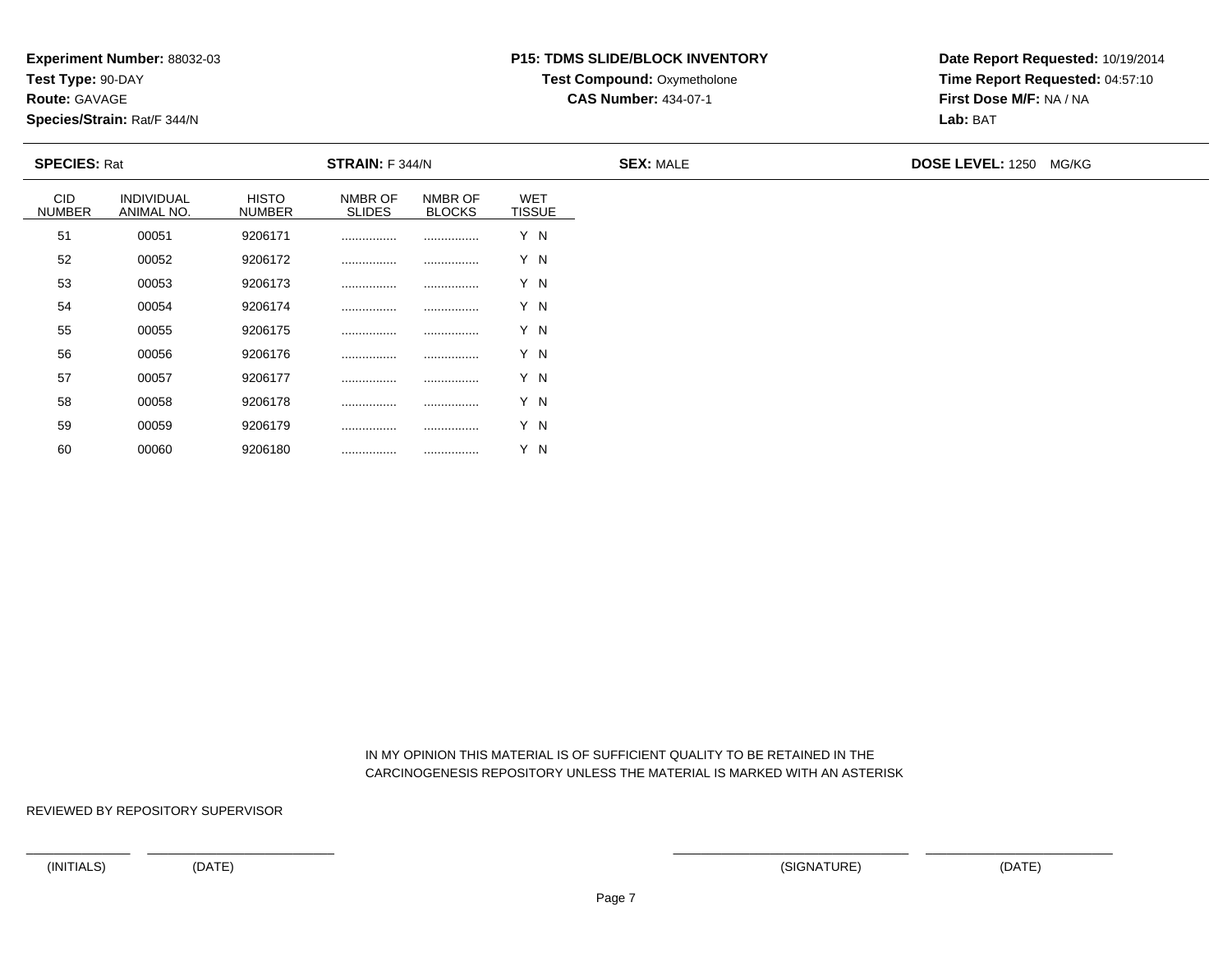**Experiment Number:** 88032-03
**Test Type:** 90-DAY
**Route:** GAVAGE
**Species/Strain:** Rat/F 344/N

**P15: TDMS SLIDE/BLOCK INVENTORY**
**Test Compound:** Oxymetholone
**CAS Number:** 434-07-1

**Date Report Requested:** 10/19/2014
**Time Report Requested:** 04:57:10
**First Dose M/F:** NA / NA
**Lab:** BAT

**SPECIES:** Rat **STRAIN:** F 344/N **SEX:** MALE **DOSE LEVEL:** 1250 MG/KG

| CID NUMBER | INDIVIDUAL ANIMAL NO. | HISTO NUMBER | NMBR OF SLIDES | NMBR OF BLOCKS | WET TISSUE |
|---|---|---|---|---|---|
| 51 | 00051 | 9206171 | ................ | ................ | Y N |
| 52 | 00052 | 9206172 | ................ | ................ | Y N |
| 53 | 00053 | 9206173 | ................ | ................ | Y N |
| 54 | 00054 | 9206174 | ................ | ................ | Y N |
| 55 | 00055 | 9206175 | ................ | ................ | Y N |
| 56 | 00056 | 9206176 | ................ | ................ | Y N |
| 57 | 00057 | 9206177 | ................ | ................ | Y N |
| 58 | 00058 | 9206178 | ................ | ................ | Y N |
| 59 | 00059 | 9206179 | ................ | ................ | Y N |
| 60 | 00060 | 9206180 | ................ | ................ | Y N |

IN MY OPINION THIS MATERIAL IS OF SUFFICIENT QUALITY TO BE RETAINED IN THE CARCINOGENESIS REPOSITORY UNLESS THE MATERIAL IS MARKED WITH AN ASTERISK

REVIEWED BY REPOSITORY SUPERVISOR

(INITIALS) (DATE) (SIGNATURE) (DATE)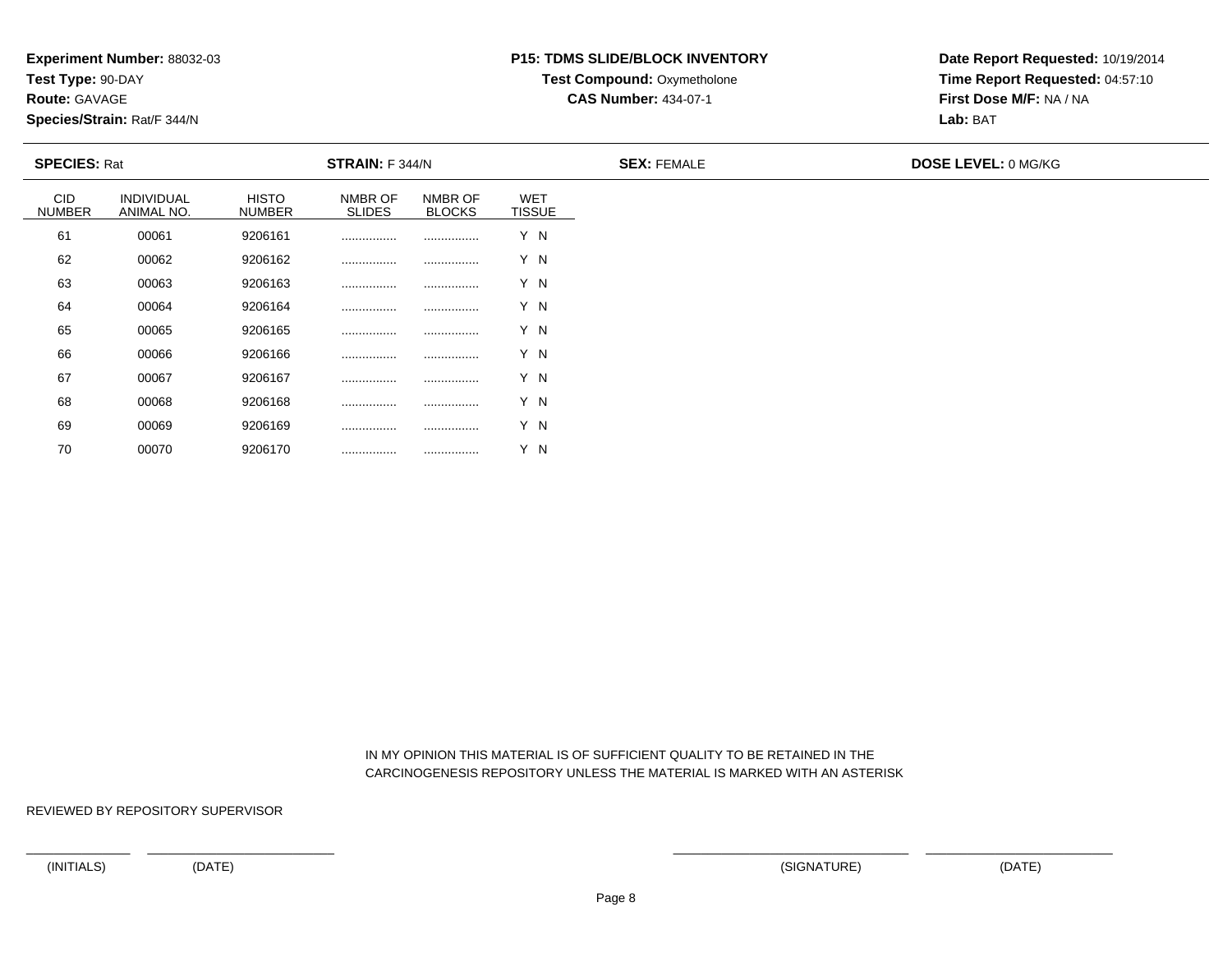**Experiment Number:** 88032-03
**Test Type:** 90-DAY
**Route:** GAVAGE
**Species/Strain:** Rat/F 344/N

**P15: TDMS SLIDE/BLOCK INVENTORY**
**Test Compound:** Oxymetholone
**CAS Number:** 434-07-1

**Date Report Requested:** 10/19/2014
**Time Report Requested:** 04:57:10
**First Dose M/F:** NA / NA
**Lab:** BAT

**SPECIES:** Rat **STRAIN:** F 344/N **SEX:** FEMALE **DOSE LEVEL:** 0 MG/KG

| CID NUMBER | INDIVIDUAL ANIMAL NO. | HISTO NUMBER | NMBR OF SLIDES | NMBR OF BLOCKS | WET TISSUE |
|---|---|---|---|---|---|
| 61 | 00061 | 9206161 | ................ | ................ | Y N |
| 62 | 00062 | 9206162 | ................ | ................ | Y N |
| 63 | 00063 | 9206163 | ................ | ................ | Y N |
| 64 | 00064 | 9206164 | ................ | ................ | Y N |
| 65 | 00065 | 9206165 | ................ | ................ | Y N |
| 66 | 00066 | 9206166 | ................ | ................ | Y N |
| 67 | 00067 | 9206167 | ................ | ................ | Y N |
| 68 | 00068 | 9206168 | ................ | ................ | Y N |
| 69 | 00069 | 9206169 | ................ | ................ | Y N |
| 70 | 00070 | 9206170 | ................ | ................ | Y N |

IN MY OPINION THIS MATERIAL IS OF SUFFICIENT QUALITY TO BE RETAINED IN THE CARCINOGENESIS REPOSITORY UNLESS THE MATERIAL IS MARKED WITH AN ASTERISK

REVIEWED BY REPOSITORY SUPERVISOR

(INITIALS) (DATE) (SIGNATURE) (DATE)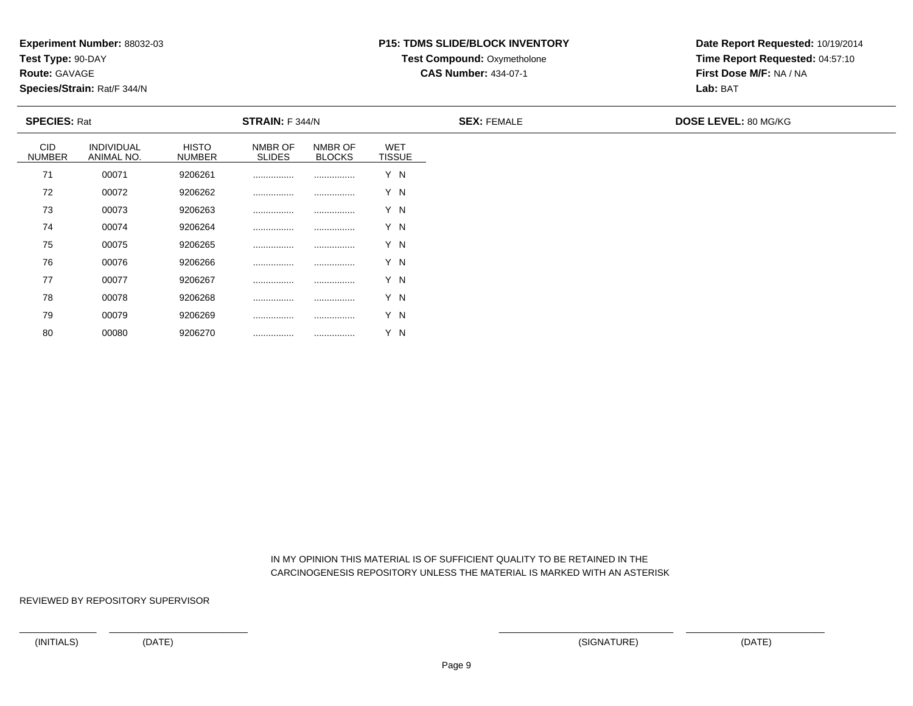**Experiment Number:** 88032-03
**Test Type:** 90-DAY
**Route:** GAVAGE
**Species/Strain:** Rat/F 344/N

**P15: TDMS SLIDE/BLOCK INVENTORY**
**Test Compound:** Oxymetholone
**CAS Number:** 434-07-1

**Date Report Requested:** 10/19/2014
**Time Report Requested:** 04:57:10
**First Dose M/F:** NA / NA
**Lab:** BAT

**SPECIES:** Rat | **STRAIN:** F 344/N | **SEX:** FEMALE | **DOSE LEVEL:** 80 MG/KG

| CID NUMBER | INDIVIDUAL ANIMAL NO. | HISTO NUMBER | NMBR OF SLIDES | NMBR OF BLOCKS | WET TISSUE |
|---|---|---|---|---|---|
| 71 | 00071 | 9206261 | ................ | ................ | Y N |
| 72 | 00072 | 9206262 | ................ | ................ | Y N |
| 73 | 00073 | 9206263 | ................ | ................ | Y N |
| 74 | 00074 | 9206264 | ................ | ................ | Y N |
| 75 | 00075 | 9206265 | ................ | ................ | Y N |
| 76 | 00076 | 9206266 | ................ | ................ | Y N |
| 77 | 00077 | 9206267 | ................ | ................ | Y N |
| 78 | 00078 | 9206268 | ................ | ................ | Y N |
| 79 | 00079 | 9206269 | ................ | ................ | Y N |
| 80 | 00080 | 9206270 | ................ | ................ | Y N |

IN MY OPINION THIS MATERIAL IS OF SUFFICIENT QUALITY TO BE RETAINED IN THE CARCINOGENESIS REPOSITORY UNLESS THE MATERIAL IS MARKED WITH AN ASTERISK

REVIEWED BY REPOSITORY SUPERVISOR

(INITIALS) (DATE) (SIGNATURE) (DATE)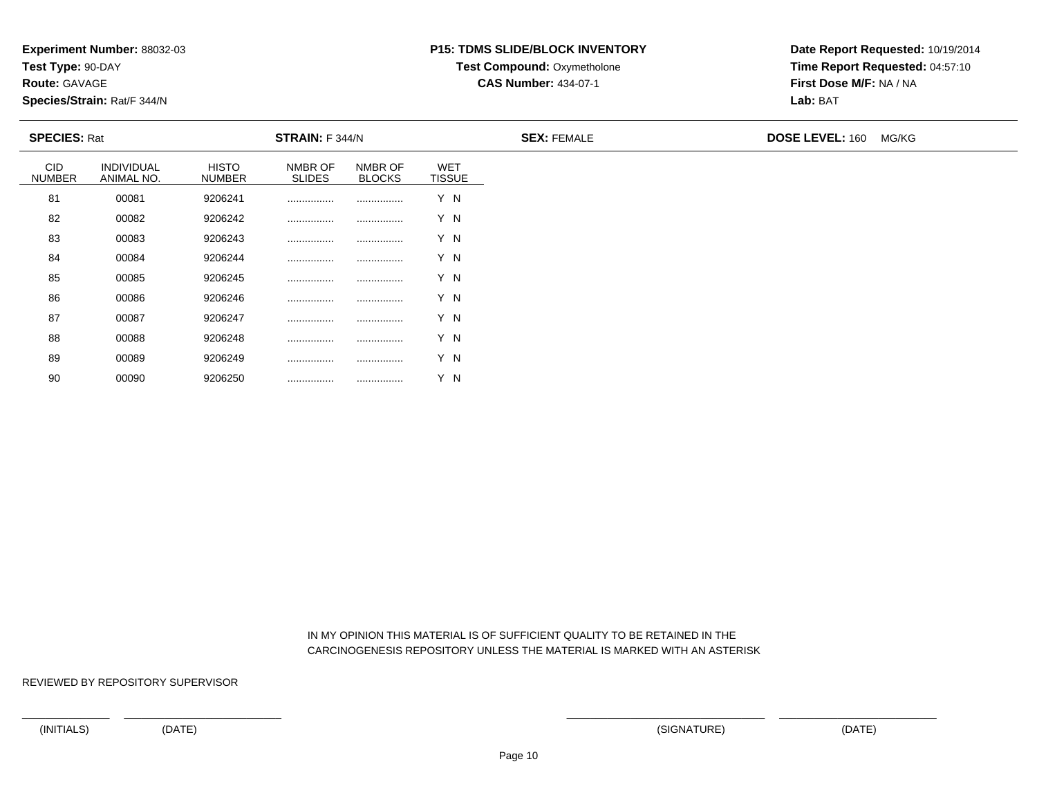**Experiment Number:** 88032-03
**Test Type:** 90-DAY
**Route:** GAVAGE
**Species/Strain:** Rat/F 344/N

**P15: TDMS SLIDE/BLOCK INVENTORY**
**Test Compound:** Oxymetholone
**CAS Number:** 434-07-1

**Date Report Requested:** 10/19/2014
**Time Report Requested:** 04:57:10
**First Dose M/F:** NA / NA
**Lab:** BAT

**SPECIES:** Rat **STRAIN:** F 344/N **SEX:** FEMALE **DOSE LEVEL:** 160 MG/KG

| CID NUMBER | INDIVIDUAL ANIMAL NO. | HISTO NUMBER | NMBR OF SLIDES | NMBR OF BLOCKS | WET TISSUE |
|---|---|---|---|---|---|
| 81 | 00081 | 9206241 | ................ | ................ | Y N |
| 82 | 00082 | 9206242 | ................ | ................ | Y N |
| 83 | 00083 | 9206243 | ................ | ................ | Y N |
| 84 | 00084 | 9206244 | ................ | ................ | Y N |
| 85 | 00085 | 9206245 | ................ | ................ | Y N |
| 86 | 00086 | 9206246 | ................ | ................ | Y N |
| 87 | 00087 | 9206247 | ................ | ................ | Y N |
| 88 | 00088 | 9206248 | ................ | ................ | Y N |
| 89 | 00089 | 9206249 | ................ | ................ | Y N |
| 90 | 00090 | 9206250 | ................ | ................ | Y N |

IN MY OPINION THIS MATERIAL IS OF SUFFICIENT QUALITY TO BE RETAINED IN THE CARCINOGENESIS REPOSITORY UNLESS THE MATERIAL IS MARKED WITH AN ASTERISK

REVIEWED BY REPOSITORY SUPERVISOR

(INITIALS) (DATE) (SIGNATURE) (DATE)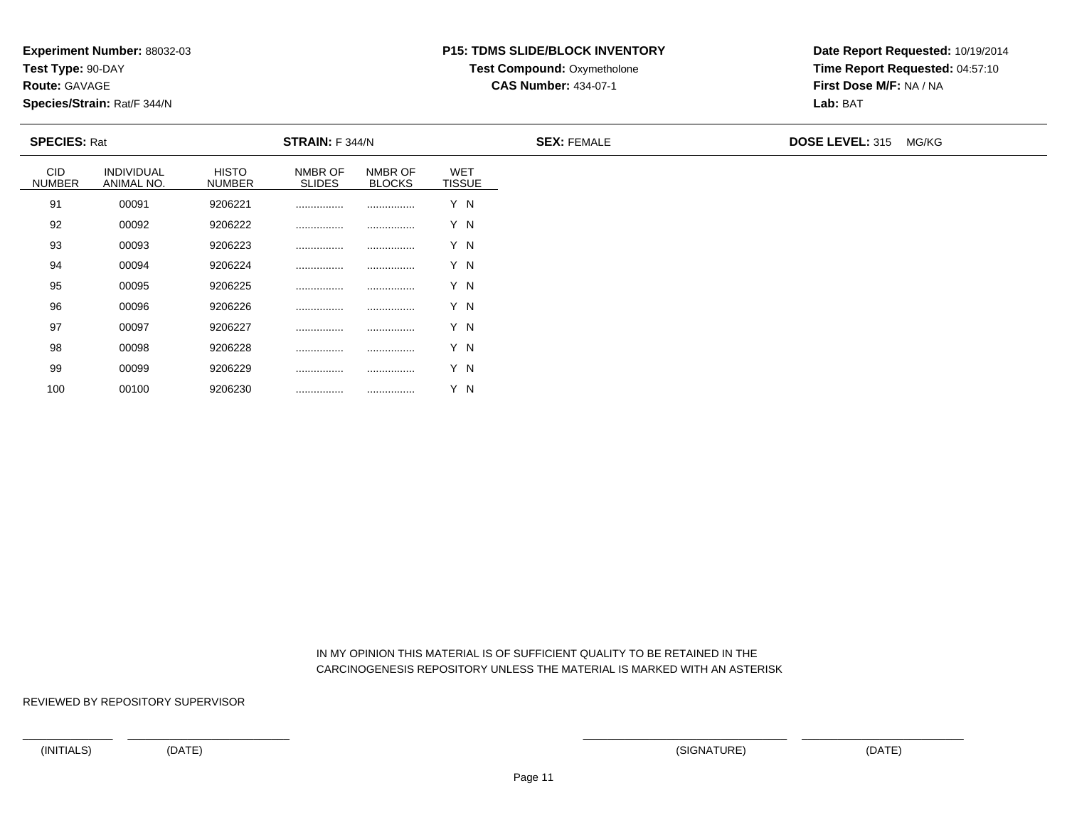**Experiment Number:** 88032-03
**Test Type:** 90-DAY
**Route:** GAVAGE
**Species/Strain:** Rat/F 344/N

**P15: TDMS SLIDE/BLOCK INVENTORY**
**Test Compound:** Oxymetholone
**CAS Number:** 434-07-1

**Date Report Requested:** 10/19/2014
**Time Report Requested:** 04:57:10
**First Dose M/F:** NA / NA
**Lab:** BAT

**SPECIES:** Rat **STRAIN:** F 344/N **SEX:** FEMALE **DOSE LEVEL:** 315 MG/KG

| CID NUMBER | INDIVIDUAL ANIMAL NO. | HISTO NUMBER | NMBR OF SLIDES | NMBR OF BLOCKS | WET TISSUE |
|---|---|---|---|---|---|
| 91 | 00091 | 9206221 | ................ | ................ | Y N |
| 92 | 00092 | 9206222 | ................ | ................ | Y N |
| 93 | 00093 | 9206223 | ................ | ................ | Y N |
| 94 | 00094 | 9206224 | ................ | ................ | Y N |
| 95 | 00095 | 9206225 | ................ | ................ | Y N |
| 96 | 00096 | 9206226 | ................ | ................ | Y N |
| 97 | 00097 | 9206227 | ................ | ................ | Y N |
| 98 | 00098 | 9206228 | ................ | ................ | Y N |
| 99 | 00099 | 9206229 | ................ | ................ | Y N |
| 100 | 00100 | 9206230 | ................ | ................ | Y N |

IN MY OPINION THIS MATERIAL IS OF SUFFICIENT QUALITY TO BE RETAINED IN THE CARCINOGENESIS REPOSITORY UNLESS THE MATERIAL IS MARKED WITH AN ASTERISK

REVIEWED BY REPOSITORY SUPERVISOR

(INITIALS) (DATE) (SIGNATURE) (DATE)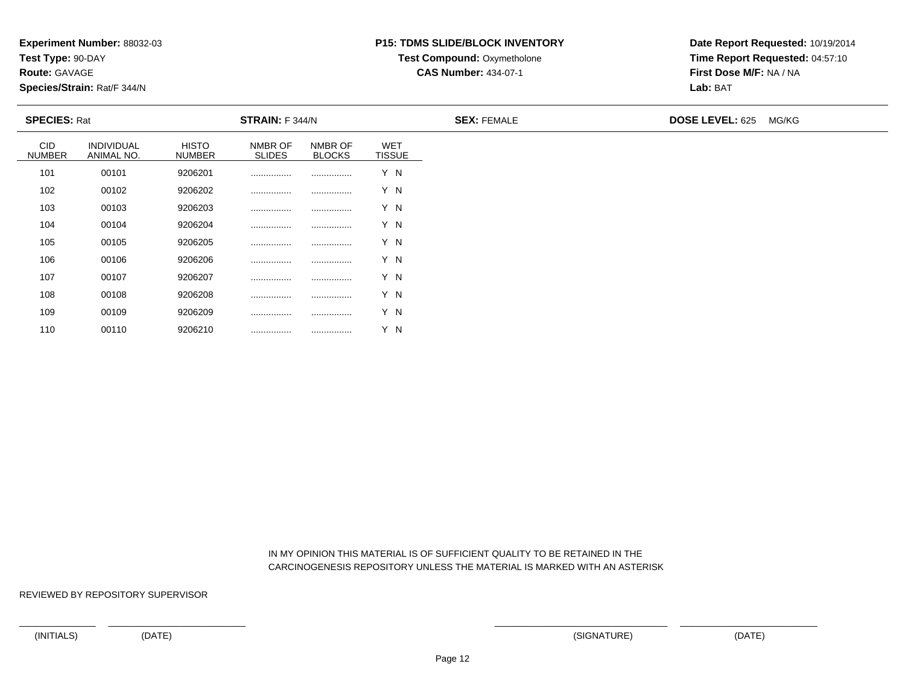**Experiment Number:** 88032-03
**Test Type:** 90-DAY
**Route:** GAVAGE
**Species/Strain:** Rat/F 344/N

**P15: TDMS SLIDE/BLOCK INVENTORY**
**Test Compound:** Oxymetholone
**CAS Number:** 434-07-1

**Date Report Requested:** 10/19/2014
**Time Report Requested:** 04:57:10
**First Dose M/F:** NA / NA
**Lab:** BAT

**SPECIES:** Rat **STRAIN:** F 344/N **SEX:** FEMALE **DOSE LEVEL:** 625 MG/KG

| CID NUMBER | INDIVIDUAL ANIMAL NO. | HISTO NUMBER | NMBR OF SLIDES | NMBR OF BLOCKS | WET TISSUE |
|---|---|---|---|---|---|
| 101 | 00101 | 9206201 | ................ | ................ | Y N |
| 102 | 00102 | 9206202 | ................ | ................ | Y N |
| 103 | 00103 | 9206203 | ................ | ................ | Y N |
| 104 | 00104 | 9206204 | ................ | ................ | Y N |
| 105 | 00105 | 9206205 | ................ | ................ | Y N |
| 106 | 00106 | 9206206 | ................ | ................ | Y N |
| 107 | 00107 | 9206207 | ................ | ................ | Y N |
| 108 | 00108 | 9206208 | ................ | ................ | Y N |
| 109 | 00109 | 9206209 | ................ | ................ | Y N |
| 110 | 00110 | 9206210 | ................ | ................ | Y N |

IN MY OPINION THIS MATERIAL IS OF SUFFICIENT QUALITY TO BE RETAINED IN THE CARCINOGENESIS REPOSITORY UNLESS THE MATERIAL IS MARKED WITH AN ASTERISK

REVIEWED BY REPOSITORY SUPERVISOR

(INITIALS) (DATE) (SIGNATURE) (DATE)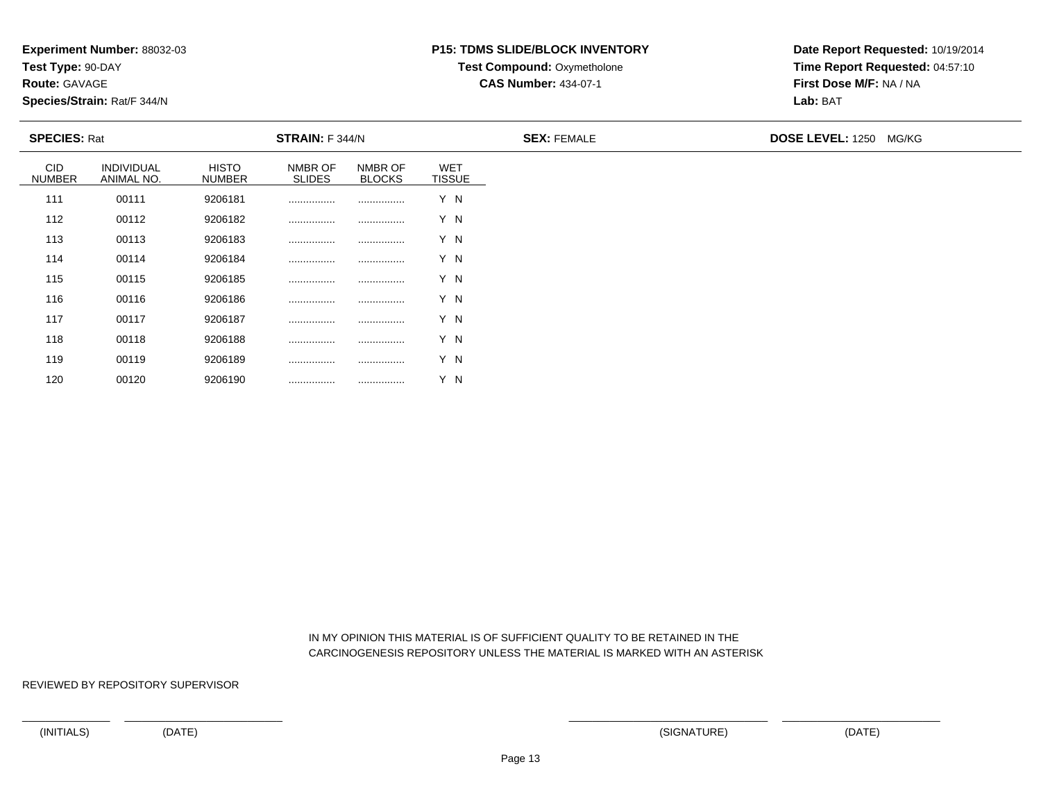**Experiment Number:** 88032-03
**Test Type:** 90-DAY
**Route:** GAVAGE
**Species/Strain:** Rat/F 344/N

**P15: TDMS SLIDE/BLOCK INVENTORY**
**Test Compound:** Oxymetholone
**CAS Number:** 434-07-1

**Date Report Requested:** 10/19/2014
**Time Report Requested:** 04:57:10
**First Dose M/F:** NA / NA
**Lab:** BAT

**SPECIES:** Rat **STRAIN:** F 344/N **SEX:** FEMALE **DOSE LEVEL:** 1250 MG/KG

| CID NUMBER | INDIVIDUAL ANIMAL NO. | HISTO NUMBER | NMBR OF SLIDES | NMBR OF BLOCKS | WET TISSUE |
|---|---|---|---|---|---|
| 111 | 00111 | 9206181 | ................ | ................ | Y N |
| 112 | 00112 | 9206182 | ................ | ................ | Y N |
| 113 | 00113 | 9206183 | ................ | ................ | Y N |
| 114 | 00114 | 9206184 | ................ | ................ | Y N |
| 115 | 00115 | 9206185 | ................ | ................ | Y N |
| 116 | 00116 | 9206186 | ................ | ................ | Y N |
| 117 | 00117 | 9206187 | ................ | ................ | Y N |
| 118 | 00118 | 9206188 | ................ | ................ | Y N |
| 119 | 00119 | 9206189 | ................ | ................ | Y N |
| 120 | 00120 | 9206190 | ................ | ................ | Y N |

IN MY OPINION THIS MATERIAL IS OF SUFFICIENT QUALITY TO BE RETAINED IN THE CARCINOGENESIS REPOSITORY UNLESS THE MATERIAL IS MARKED WITH AN ASTERISK

REVIEWED BY REPOSITORY SUPERVISOR

(INITIALS) (DATE) (SIGNATURE) (DATE)